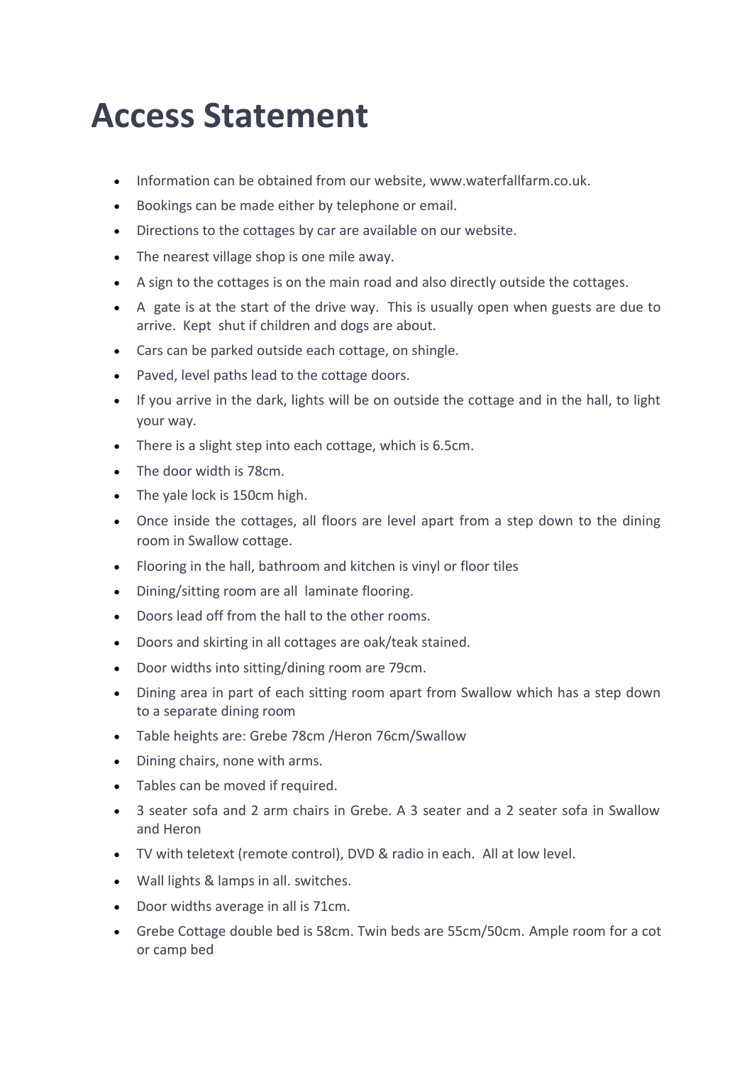# Access Statement

- Information can be obtained from our website, www.waterfallfarm.co.uk.
- Bookings can be made either by telephone or email.
- Directions to the cottages by car are available on our website.
- The nearest village shop is one mile away.
- A sign to the cottages is on the main road and also directly outside the cottages.
- A gate is at the start of the drive way. This is usually open when guests are due to arrive. Kept shut if children and dogs are about.
- Cars can be parked outside each cottage, on shingle.
- Paved, level paths lead to the cottage doors.
- If you arrive in the dark, lights will be on outside the cottage and in the hall, to light your way.
- There is a slight step into each cottage, which is 6.5cm.
- The door width is 78cm.
- The yale lock is 150cm high.
- Once inside the cottages, all floors are level apart from a step down to the dining room in Swallow cottage.
- Flooring in the hall, bathroom and kitchen is vinyl or floor tiles
- Dining/sitting room are all laminate flooring.
- Doors lead off from the hall to the other rooms.
- Doors and skirting in all cottages are oak/teak stained.
- Door widths into sitting/dining room are 79cm.
- Dining area in part of each sitting room apart from Swallow which has a step down to a separate dining room
- Table heights are: Grebe 78cm /Heron 76cm/Swallow
- Dining chairs, none with arms.
- Tables can be moved if required.
- 3 seater sofa and 2 arm chairs in Grebe. A 3 seater and a 2 seater sofa in Swallow and Heron
- TV with teletext (remote control), DVD & radio in each. All at low level.
- Wall lights & lamps in all. switches.
- Door widths average in all is 71cm.
- Grebe Cottage double bed is 58cm. Twin beds are 55cm/50cm. Ample room for a cot or camp bed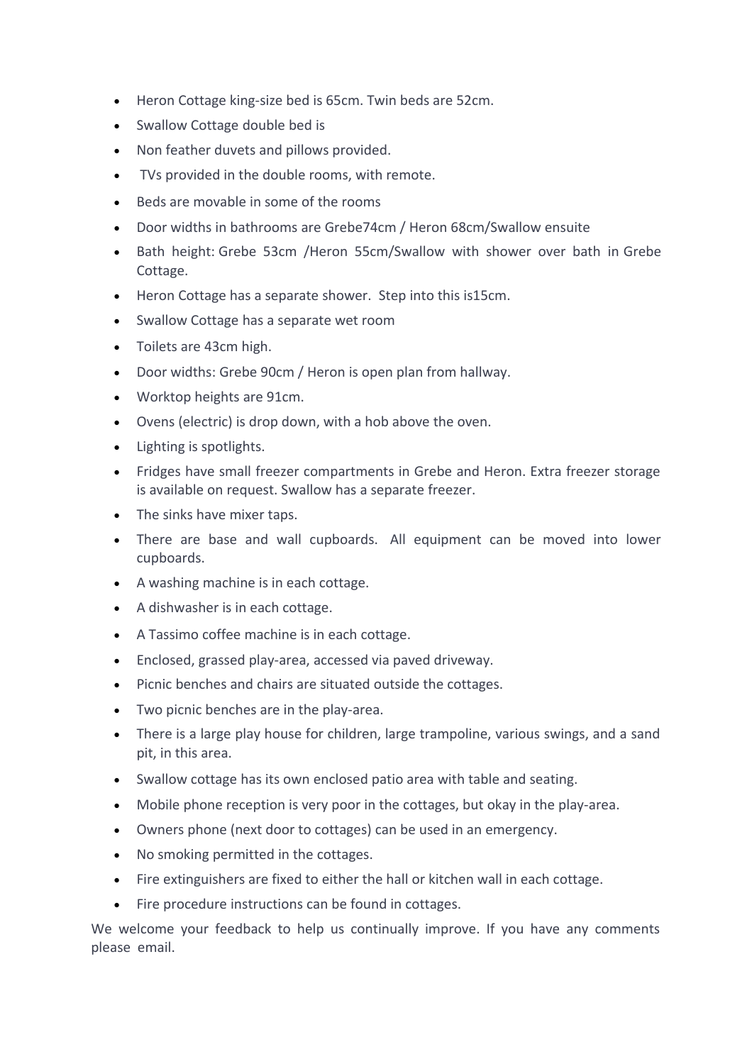- Heron Cottage king-size bed is 65cm. Twin beds are 52cm.
- Swallow Cottage double bed is
- Non feather duvets and pillows provided.
- TVs provided in the double rooms, with remote.
- Beds are movable in some of the rooms
- Door widths in bathrooms are Grebe74cm / Heron 68cm/Swallow ensuite
- Bath height: Grebe 53cm /Heron 55cm/Swallow with shower over bath in Grebe Cottage.
- Heron Cottage has a separate shower. Step into this is15cm.
- Swallow Cottage has a separate wet room
- Toilets are 43cm high.
- Door widths: Grebe 90cm / Heron is open plan from hallway.
- Worktop heights are 91cm.
- Ovens (electric) is drop down, with a hob above the oven.
- Lighting is spotlights.
- Fridges have small freezer compartments in Grebe and Heron. Extra freezer storage is available on request. Swallow has a separate freezer.
- The sinks have mixer taps.
- There are base and wall cupboards. All equipment can be moved into lower cupboards.
- A washing machine is in each cottage.
- A dishwasher is in each cottage.
- A Tassimo coffee machine is in each cottage.
- Enclosed, grassed play-area, accessed via paved driveway.
- Picnic benches and chairs are situated outside the cottages.
- Two picnic benches are in the play-area.
- There is a large play house for children, large trampoline, various swings, and a sand pit, in this area.
- Swallow cottage has its own enclosed patio area with table and seating.
- Mobile phone reception is very poor in the cottages, but okay in the play-area.
- Owners phone (next door to cottages) can be used in an emergency.
- No smoking permitted in the cottages.
- Fire extinguishers are fixed to either the hall or kitchen wall in each cottage.
- Fire procedure instructions can be found in cottages.

We welcome your feedback to help us continually improve. If you have any comments please email.